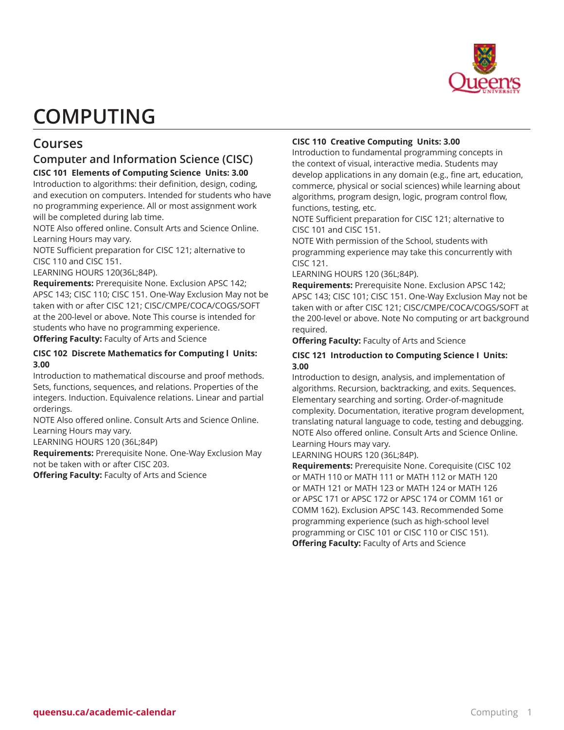# COMPUTING

## Courses

### Computer and Information Science (CISC)

**CISC 101 Elements of Computing Science Units: 3.00**

Introduction to algorithms: their definition, design, coding, and execution on computers. Intended for students who have no programming experience. All or most assignment work will be completed during lab time.

NOTE Also offered online. Consult Arts and Science Online. Learning Hours may vary.

NOTE Sufficient preparation for CISC 121; alternative to CISC 110 and CISC 151.

LEARNING HOURS 120(36L;84P).

**Requirements:** Prerequisite None. Exclusion APSC 142; APSC 143; CISC 110; CISC 151. One-Way Exclusion May not be taken with or after CISC 121; CISC/CMPE/COCA/COGS/SOFT at the 200-level or above. Note This course is intended for students who have no programming experience.

**Offering Faculty:** Faculty of Arts and Science

**CISC 102 Discrete Mathematics for Computing I Units: 3.00**

Introduction to mathematical discourse and proof methods. Sets, functions, sequences, and relations. Properties of the integers. Induction. Equivalence relations. Linear and partial orderings.

NOTE Also offered online. Consult Arts and Science Online. Learning Hours may vary.

LEARNING HOURS 120 (36L;84P)

**Requirements:** Prerequisite None. One-Way Exclusion May not be taken with or after CISC 203.

**Offering Faculty:** Faculty of Arts and Science

**CISC 110 Creative Computing Units: 3.00**

Introduction to fundamental programming concepts in the context of visual, interactive media. Students may develop applications in any domain (e.g., fine art, education, commerce, physical or social sciences) while learning about algorithms, program design, logic, program control flow, functions, testing, etc.

NOTE Sufficient preparation for CISC 121; alternative to CISC 101 and CISC 151.

NOTE With permission of the School, students with programming experience may take this concurrently with CISC 121.

LEARNING HOURS 120 (36L;84P).

**Requirements:** Prerequisite None. Exclusion APSC 142; APSC 143; CISC 101; CISC 151. One-Way Exclusion May not be taken with or after CISC 121; CISC/CMPE/COCA/COGS/SOFT at the 200-level or above. Note No computing or art background required.

**Offering Faculty:** Faculty of Arts and Science

**CISC 121 Introduction to Computing Science I Units: 3.00**

Introduction to design, analysis, and implementation of algorithms. Recursion, backtracking, and exits. Sequences. Elementary searching and sorting. Order-of-magnitude complexity. Documentation, iterative program development, translating natural language to code, testing and debugging.

NOTE Also offered online. Consult Arts and Science Online. Learning Hours may vary.

LEARNING HOURS 120 (36L;84P).

**Requirements:** Prerequisite None. Corequisite (CISC 102 or MATH 110 or MATH 111 or MATH 112 or MATH 120 or MATH 121 or MATH 123 or MATH 124 or MATH 126 or APSC 171 or APSC 172 or APSC 174 or COMM 161 or COMM 162). Exclusion APSC 143. Recommended Some programming experience (such as high-school level programming or CISC 101 or CISC 110 or CISC 151).

**Offering Faculty:** Faculty of Arts and Science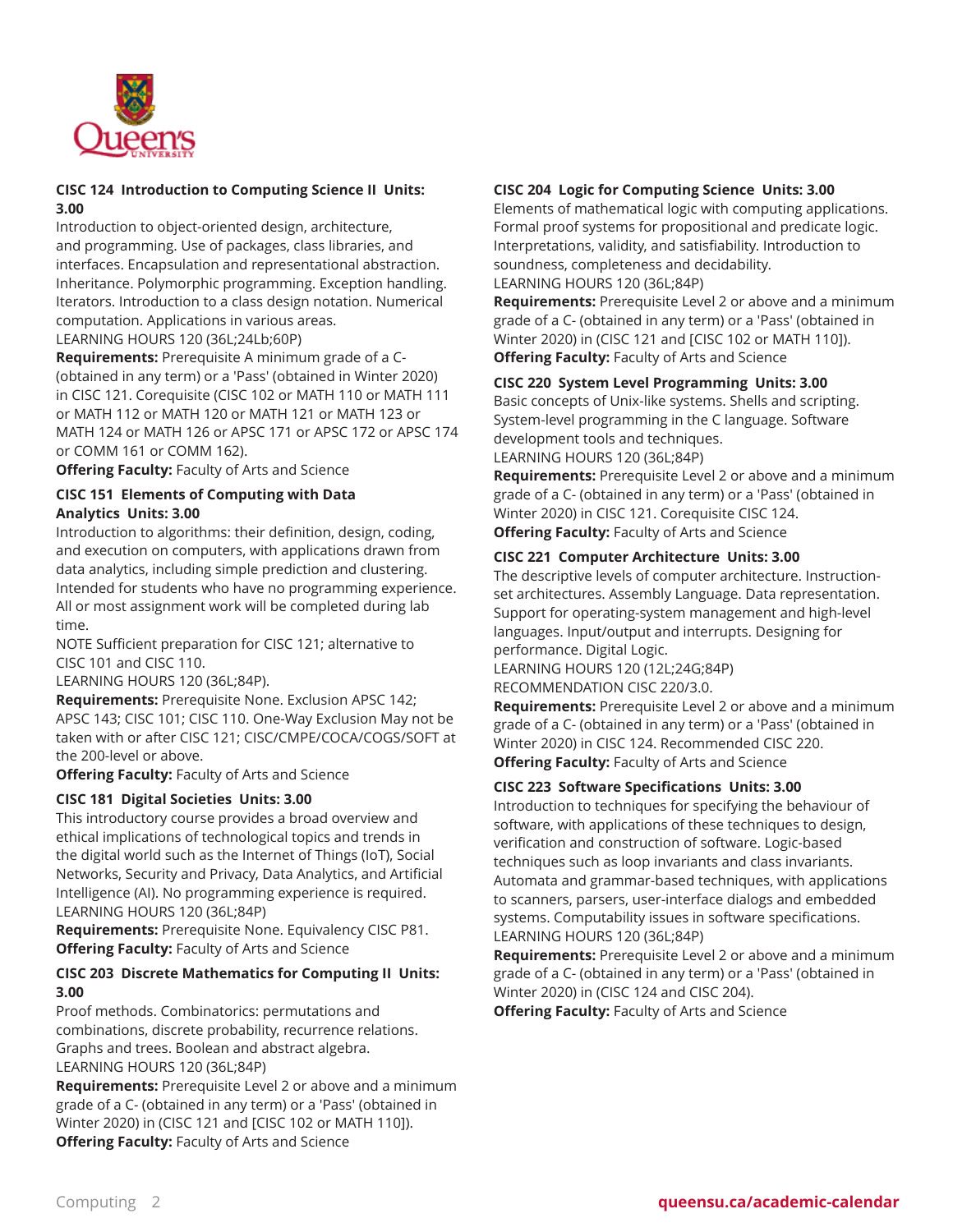#### CISC 124 Introduction to Computing Science II Units: 3.00

Introduction to object-oriented design, architecture, and programming. Use of packages, class libraries, and interfaces. Encapsulation and representational abstraction. Inheritance. Polymorphic programming. Exception handling. Iterators. Introduction to a class design notation. Numerical computation. Applications in various areas.
LEARNING HOURS 120 (36L;24Lb;60P)

**Requirements:** Prerequisite A minimum grade of a C- (obtained in any term) or a 'Pass' (obtained in Winter 2020) in CISC 121. Corequisite (CISC 102 or MATH 110 or MATH 111 or MATH 112 or MATH 120 or MATH 121 or MATH 123 or MATH 124 or MATH 126 or APSC 171 or APSC 172 or APSC 174 or COMM 161 or COMM 162).

**Offering Faculty:** Faculty of Arts and Science

#### CISC 151 Elements of Computing with Data Analytics Units: 3.00

Introduction to algorithms: their definition, design, coding, and execution on computers, with applications drawn from data analytics, including simple prediction and clustering. Intended for students who have no programming experience. All or most assignment work will be completed during lab time.
NOTE Sufficient preparation for CISC 121; alternative to CISC 101 and CISC 110.
LEARNING HOURS 120 (36L;84P).

**Requirements:** Prerequisite None. Exclusion APSC 142; APSC 143; CISC 101; CISC 110. One-Way Exclusion May not be taken with or after CISC 121; CISC/CMPE/COCA/COGS/SOFT at the 200-level or above.

**Offering Faculty:** Faculty of Arts and Science

#### CISC 181 Digital Societies Units: 3.00

This introductory course provides a broad overview and ethical implications of technological topics and trends in the digital world such as the Internet of Things (IoT), Social Networks, Security and Privacy, Data Analytics, and Artificial Intelligence (AI). No programming experience is required.
LEARNING HOURS 120 (36L;84P)

**Requirements:** Prerequisite None. Equivalency CISC P81.

**Offering Faculty:** Faculty of Arts and Science

#### CISC 203 Discrete Mathematics for Computing II Units: 3.00

Proof methods. Combinatorics: permutations and combinations, discrete probability, recurrence relations. Graphs and trees. Boolean and abstract algebra.
LEARNING HOURS 120 (36L;84P)

**Requirements:** Prerequisite Level 2 or above and a minimum grade of a C- (obtained in any term) or a 'Pass' (obtained in Winter 2020) in (CISC 121 and [CISC 102 or MATH 110]).

**Offering Faculty:** Faculty of Arts and Science

#### CISC 204 Logic for Computing Science Units: 3.00

Elements of mathematical logic with computing applications. Formal proof systems for propositional and predicate logic. Interpretations, validity, and satisfiability. Introduction to soundness, completeness and decidability.
LEARNING HOURS 120 (36L;84P)

**Requirements:** Prerequisite Level 2 or above and a minimum grade of a C- (obtained in any term) or a 'Pass' (obtained in Winter 2020) in (CISC 121 and [CISC 102 or MATH 110]).

**Offering Faculty:** Faculty of Arts and Science

#### CISC 220 System Level Programming Units: 3.00

Basic concepts of Unix-like systems. Shells and scripting. System-level programming in the C language. Software development tools and techniques.
LEARNING HOURS 120 (36L;84P)

**Requirements:** Prerequisite Level 2 or above and a minimum grade of a C- (obtained in any term) or a 'Pass' (obtained in Winter 2020) in CISC 121. Corequisite CISC 124.

**Offering Faculty:** Faculty of Arts and Science

#### CISC 221 Computer Architecture Units: 3.00

The descriptive levels of computer architecture. Instruction-set architectures. Assembly Language. Data representation. Support for operating-system management and high-level languages. Input/output and interrupts. Designing for performance. Digital Logic.
LEARNING HOURS 120 (12L;24G;84P)
RECOMMENDATION CISC 220/3.0.

**Requirements:** Prerequisite Level 2 or above and a minimum grade of a C- (obtained in any term) or a 'Pass' (obtained in Winter 2020) in CISC 124. Recommended CISC 220.

**Offering Faculty:** Faculty of Arts and Science

#### CISC 223 Software Specifications Units: 3.00

Introduction to techniques for specifying the behaviour of software, with applications of these techniques to design, verification and construction of software. Logic-based techniques such as loop invariants and class invariants. Automata and grammar-based techniques, with applications to scanners, parsers, user-interface dialogs and embedded systems. Computability issues in software specifications.
LEARNING HOURS 120 (36L;84P)

**Requirements:** Prerequisite Level 2 or above and a minimum grade of a C- (obtained in any term) or a 'Pass' (obtained in Winter 2020) in (CISC 124 and CISC 204).

**Offering Faculty:** Faculty of Arts and Science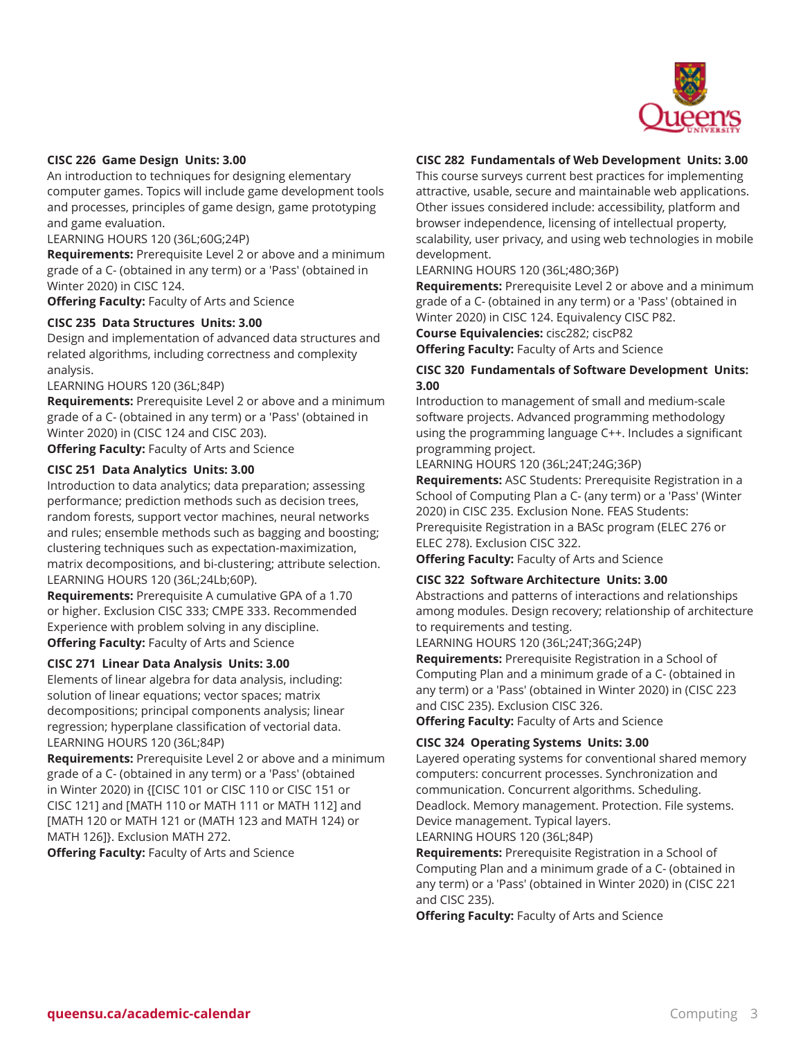**CISC 226 Game Design Units: 3.00**
An introduction to techniques for designing elementary computer games. Topics will include game development tools and processes, principles of game design, game prototyping and game evaluation.
LEARNING HOURS 120 (36L;60G;24P)
**Requirements:** Prerequisite Level 2 or above and a minimum grade of a C- (obtained in any term) or a 'Pass' (obtained in Winter 2020) in CISC 124.
**Offering Faculty:** Faculty of Arts and Science

**CISC 235 Data Structures Units: 3.00**
Design and implementation of advanced data structures and related algorithms, including correctness and complexity analysis.
LEARNING HOURS 120 (36L;84P)
**Requirements:** Prerequisite Level 2 or above and a minimum grade of a C- (obtained in any term) or a 'Pass' (obtained in Winter 2020) in (CISC 124 and CISC 203).
**Offering Faculty:** Faculty of Arts and Science

**CISC 251 Data Analytics Units: 3.00**
Introduction to data analytics; data preparation; assessing performance; prediction methods such as decision trees, random forests, support vector machines, neural networks and rules; ensemble methods such as bagging and boosting; clustering techniques such as expectation-maximization, matrix decompositions, and bi-clustering; attribute selection.
LEARNING HOURS 120 (36L;24Lb;60P).
**Requirements:** Prerequisite A cumulative GPA of a 1.70 or higher. Exclusion CISC 333; CMPE 333. Recommended Experience with problem solving in any discipline.
**Offering Faculty:** Faculty of Arts and Science

**CISC 271 Linear Data Analysis Units: 3.00**
Elements of linear algebra for data analysis, including: solution of linear equations; vector spaces; matrix decompositions; principal components analysis; linear regression; hyperplane classification of vectorial data.
LEARNING HOURS 120 (36L;84P)
**Requirements:** Prerequisite Level 2 or above and a minimum grade of a C- (obtained in any term) or a 'Pass' (obtained in Winter 2020) in {[CISC 101 or CISC 110 or CISC 151 or CISC 121] and [MATH 110 or MATH 111 or MATH 112] and [MATH 120 or MATH 121 or (MATH 123 and MATH 124) or MATH 126]}. Exclusion MATH 272.
**Offering Faculty:** Faculty of Arts and Science

**CISC 282 Fundamentals of Web Development Units: 3.00**
This course surveys current best practices for implementing attractive, usable, secure and maintainable web applications. Other issues considered include: accessibility, platform and browser independence, licensing of intellectual property, scalability, user privacy, and using web technologies in mobile development.
LEARNING HOURS 120 (36L;48O;36P)
**Requirements:** Prerequisite Level 2 or above and a minimum grade of a C- (obtained in any term) or a 'Pass' (obtained in Winter 2020) in CISC 124. Equivalency CISC P82.
**Course Equivalencies:** cisc282; ciscP82
**Offering Faculty:** Faculty of Arts and Science

**CISC 320 Fundamentals of Software Development Units: 3.00**
Introduction to management of small and medium-scale software projects. Advanced programming methodology using the programming language C++. Includes a significant programming project.
LEARNING HOURS 120 (36L;24T;24G;36P)
**Requirements:** ASC Students: Prerequisite Registration in a School of Computing Plan a C- (any term) or a 'Pass' (Winter 2020) in CISC 235. Exclusion None. FEAS Students: Prerequisite Registration in a BASc program (ELEC 276 or ELEC 278). Exclusion CISC 322.
**Offering Faculty:** Faculty of Arts and Science

**CISC 322 Software Architecture Units: 3.00**
Abstractions and patterns of interactions and relationships among modules. Design recovery; relationship of architecture to requirements and testing.
LEARNING HOURS 120 (36L;24T;36G;24P)
**Requirements:** Prerequisite Registration in a School of Computing Plan and a minimum grade of a C- (obtained in any term) or a 'Pass' (obtained in Winter 2020) in (CISC 223 and CISC 235). Exclusion CISC 326.
**Offering Faculty:** Faculty of Arts and Science

**CISC 324 Operating Systems Units: 3.00**
Layered operating systems for conventional shared memory computers: concurrent processes. Synchronization and communication. Concurrent algorithms. Scheduling. Deadlock. Memory management. Protection. File systems. Device management. Typical layers.
LEARNING HOURS 120 (36L;84P)
**Requirements:** Prerequisite Registration in a School of Computing Plan and a minimum grade of a C- (obtained in any term) or a 'Pass' (obtained in Winter 2020) in (CISC 221 and CISC 235).
**Offering Faculty:** Faculty of Arts and Science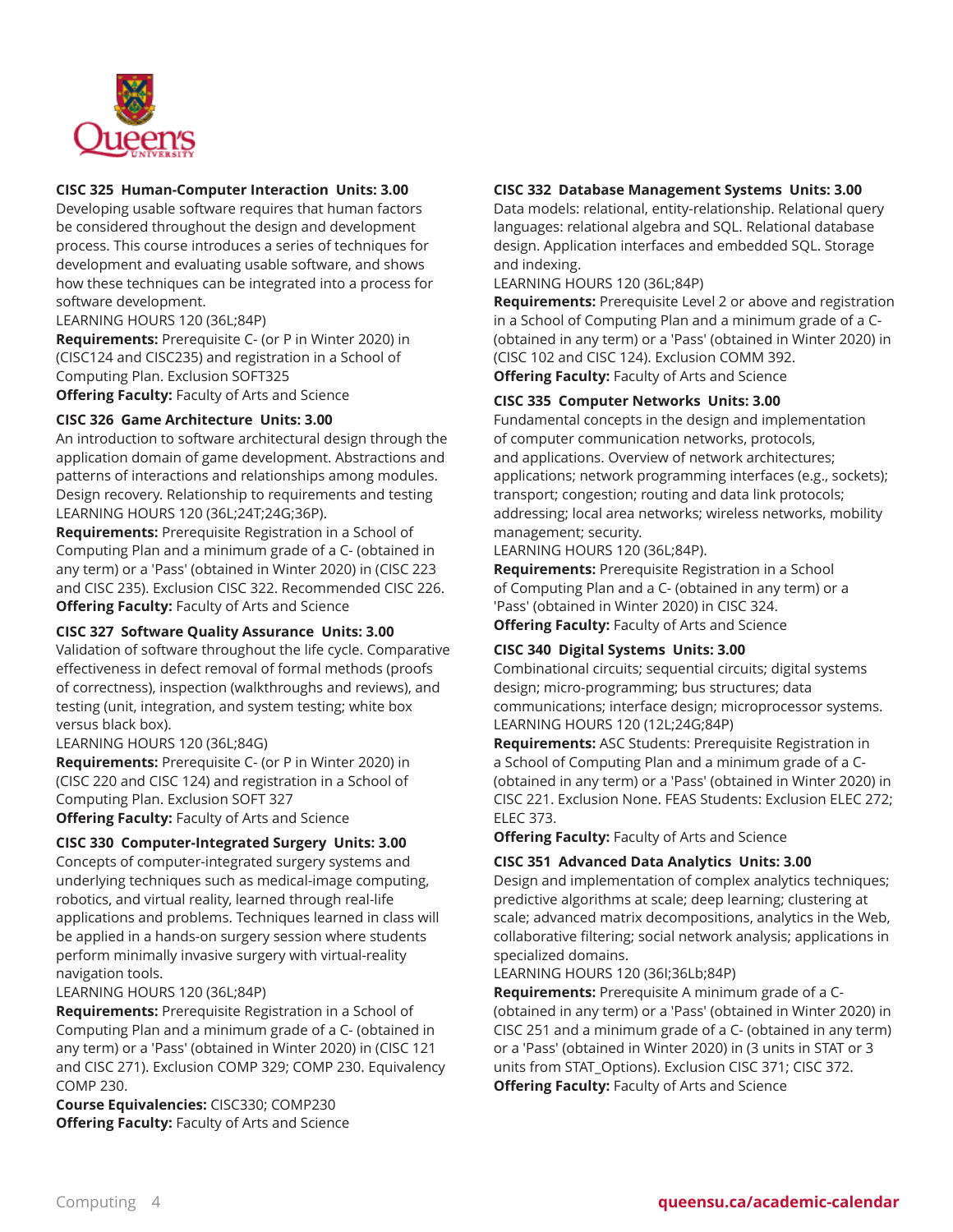**CISC 325 Human-Computer Interaction Units: 3.00**

Developing usable software requires that human factors be considered throughout the design and development process. This course introduces a series of techniques for development and evaluating usable software, and shows how these techniques can be integrated into a process for software development.

LEARNING HOURS 120 (36L;84P)

**Requirements:** Prerequisite C- (or P in Winter 2020) in (CISC124 and CISC235) and registration in a School of Computing Plan. Exclusion SOFT325

**Offering Faculty:** Faculty of Arts and Science

**CISC 326 Game Architecture Units: 3.00**

An introduction to software architectural design through the application domain of game development. Abstractions and patterns of interactions and relationships among modules. Design recovery. Relationship to requirements and testing

LEARNING HOURS 120 (36L;24T;24G;36P).

**Requirements:** Prerequisite Registration in a School of Computing Plan and a minimum grade of a C- (obtained in any term) or a 'Pass' (obtained in Winter 2020) in (CISC 223 and CISC 235). Exclusion CISC 322. Recommended CISC 226.

**Offering Faculty:** Faculty of Arts and Science

**CISC 327 Software Quality Assurance Units: 3.00**

Validation of software throughout the life cycle. Comparative effectiveness in defect removal of formal methods (proofs of correctness), inspection (walkthroughs and reviews), and testing (unit, integration, and system testing; white box versus black box).

LEARNING HOURS 120 (36L;84G)

**Requirements:** Prerequisite C- (or P in Winter 2020) in (CISC 220 and CISC 124) and registration in a School of Computing Plan. Exclusion SOFT 327

**Offering Faculty:** Faculty of Arts and Science

**CISC 330 Computer-Integrated Surgery Units: 3.00**

Concepts of computer-integrated surgery systems and underlying techniques such as medical-image computing, robotics, and virtual reality, learned through real-life applications and problems. Techniques learned in class will be applied in a hands-on surgery session where students perform minimally invasive surgery with virtual-reality navigation tools.

LEARNING HOURS 120 (36L;84P)

**Requirements:** Prerequisite Registration in a School of Computing Plan and a minimum grade of a C- (obtained in any term) or a 'Pass' (obtained in Winter 2020) in (CISC 121 and CISC 271). Exclusion COMP 329; COMP 230. Equivalency COMP 230.

**Course Equivalencies:** CISC330; COMP230

**Offering Faculty:** Faculty of Arts and Science

**CISC 332 Database Management Systems Units: 3.00**

Data models: relational, entity-relationship. Relational query languages: relational algebra and SQL. Relational database design. Application interfaces and embedded SQL. Storage and indexing.

LEARNING HOURS 120 (36L;84P)

**Requirements:** Prerequisite Level 2 or above and registration in a School of Computing Plan and a minimum grade of a C- (obtained in any term) or a 'Pass' (obtained in Winter 2020) in (CISC 102 and CISC 124). Exclusion COMM 392.

**Offering Faculty:** Faculty of Arts and Science

**CISC 335 Computer Networks Units: 3.00**

Fundamental concepts in the design and implementation of computer communication networks, protocols, and applications. Overview of network architectures; applications; network programming interfaces (e.g., sockets); transport; congestion; routing and data link protocols; addressing; local area networks; wireless networks, mobility management; security.

LEARNING HOURS 120 (36L;84P).

**Requirements:** Prerequisite Registration in a School of Computing Plan and a C- (obtained in any term) or a 'Pass' (obtained in Winter 2020) in CISC 324.

**Offering Faculty:** Faculty of Arts and Science

**CISC 340 Digital Systems Units: 3.00**

Combinational circuits; sequential circuits; digital systems design; micro-programming; bus structures; data communications; interface design; microprocessor systems.

LEARNING HOURS 120 (12L;24G;84P)

**Requirements:** ASC Students: Prerequisite Registration in a School of Computing Plan and a minimum grade of a C- (obtained in any term) or a 'Pass' (obtained in Winter 2020) in CISC 221. Exclusion None. FEAS Students: Exclusion ELEC 272; ELEC 373.

**Offering Faculty:** Faculty of Arts and Science

**CISC 351 Advanced Data Analytics Units: 3.00**

Design and implementation of complex analytics techniques; predictive algorithms at scale; deep learning; clustering at scale; advanced matrix decompositions, analytics in the Web, collaborative filtering; social network analysis; applications in specialized domains.

LEARNING HOURS 120 (36l;36Lb;84P)

**Requirements:** Prerequisite A minimum grade of a C- (obtained in any term) or a 'Pass' (obtained in Winter 2020) in CISC 251 and a minimum grade of a C- (obtained in any term) or a 'Pass' (obtained in Winter 2020) in (3 units in STAT or 3 units from STAT_Options). Exclusion CISC 371; CISC 372.

**Offering Faculty:** Faculty of Arts and Science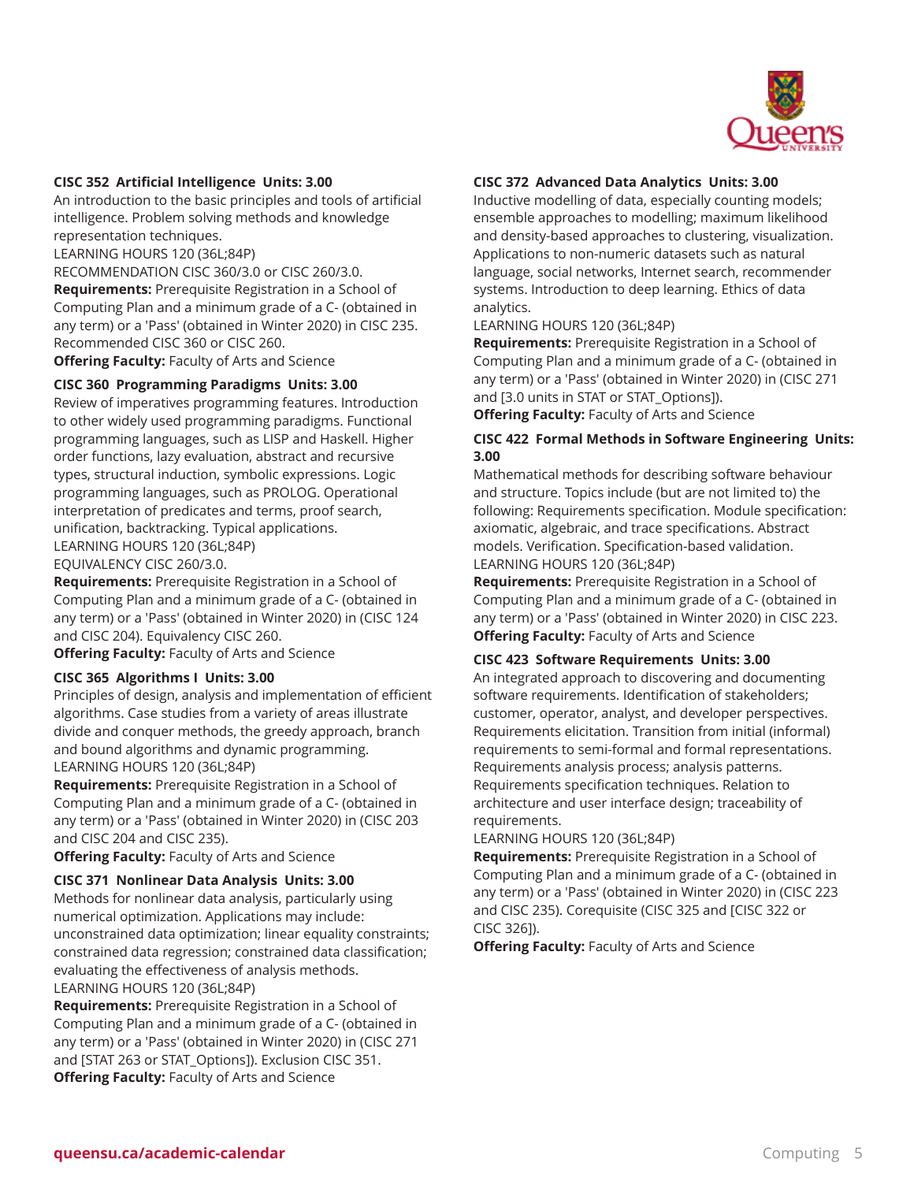### CISC 352 Artificial Intelligence Units: 3.00

An introduction to the basic principles and tools of artificial intelligence. Problem solving methods and knowledge representation techniques.

LEARNING HOURS 120 (36L;84P)

RECOMMENDATION CISC 360/3.0 or CISC 260/3.0.

**Requirements:** Prerequisite Registration in a School of Computing Plan and a minimum grade of a C- (obtained in any term) or a 'Pass' (obtained in Winter 2020) in CISC 235. Recommended CISC 360 or CISC 260.

**Offering Faculty:** Faculty of Arts and Science

### CISC 360 Programming Paradigms Units: 3.00

Review of imperatives programming features. Introduction to other widely used programming paradigms. Functional programming languages, such as LISP and Haskell. Higher order functions, lazy evaluation, abstract and recursive types, structural induction, symbolic expressions. Logic programming languages, such as PROLOG. Operational interpretation of predicates and terms, proof search, unification, backtracking. Typical applications.

LEARNING HOURS 120 (36L;84P)

EQUIVALENCY CISC 260/3.0.

**Requirements:** Prerequisite Registration in a School of Computing Plan and a minimum grade of a C- (obtained in any term) or a 'Pass' (obtained in Winter 2020) in (CISC 124 and CISC 204). Equivalency CISC 260.

**Offering Faculty:** Faculty of Arts and Science

### CISC 365 Algorithms I Units: 3.00

Principles of design, analysis and implementation of efficient algorithms. Case studies from a variety of areas illustrate divide and conquer methods, the greedy approach, branch and bound algorithms and dynamic programming.

LEARNING HOURS 120 (36L;84P)

**Requirements:** Prerequisite Registration in a School of Computing Plan and a minimum grade of a C- (obtained in any term) or a 'Pass' (obtained in Winter 2020) in (CISC 203 and CISC 204 and CISC 235).

**Offering Faculty:** Faculty of Arts and Science

### CISC 371 Nonlinear Data Analysis Units: 3.00

Methods for nonlinear data analysis, particularly using numerical optimization. Applications may include: unconstrained data optimization; linear equality constraints; constrained data regression; constrained data classification; evaluating the effectiveness of analysis methods.

LEARNING HOURS 120 (36L;84P)

**Requirements:** Prerequisite Registration in a School of Computing Plan and a minimum grade of a C- (obtained in any term) or a 'Pass' (obtained in Winter 2020) in (CISC 271 and [STAT 263 or STAT_Options]). Exclusion CISC 351.

**Offering Faculty:** Faculty of Arts and Science

### CISC 372 Advanced Data Analytics Units: 3.00

Inductive modelling of data, especially counting models; ensemble approaches to modelling; maximum likelihood and density-based approaches to clustering, visualization. Applications to non-numeric datasets such as natural language, social networks, Internet search, recommender systems. Introduction to deep learning. Ethics of data analytics.

LEARNING HOURS 120 (36L;84P)

**Requirements:** Prerequisite Registration in a School of Computing Plan and a minimum grade of a C- (obtained in any term) or a 'Pass' (obtained in Winter 2020) in (CISC 271 and [3.0 units in STAT or STAT_Options]).

**Offering Faculty:** Faculty of Arts and Science

### CISC 422 Formal Methods in Software Engineering Units: 3.00

Mathematical methods for describing software behaviour and structure. Topics include (but are not limited to) the following: Requirements specification. Module specification: axiomatic, algebraic, and trace specifications. Abstract models. Verification. Specification-based validation.

LEARNING HOURS 120 (36L;84P)

**Requirements:** Prerequisite Registration in a School of Computing Plan and a minimum grade of a C- (obtained in any term) or a 'Pass' (obtained in Winter 2020) in CISC 223.

**Offering Faculty:** Faculty of Arts and Science

### CISC 423 Software Requirements Units: 3.00

An integrated approach to discovering and documenting software requirements. Identification of stakeholders; customer, operator, analyst, and developer perspectives. Requirements elicitation. Transition from initial (informal) requirements to semi-formal and formal representations. Requirements analysis process; analysis patterns. Requirements specification techniques. Relation to architecture and user interface design; traceability of requirements.

LEARNING HOURS 120 (36L;84P)

**Requirements:** Prerequisite Registration in a School of Computing Plan and a minimum grade of a C- (obtained in any term) or a 'Pass' (obtained in Winter 2020) in (CISC 223 and CISC 235). Corequisite (CISC 325 and [CISC 322 or CISC 326]).

**Offering Faculty:** Faculty of Arts and Science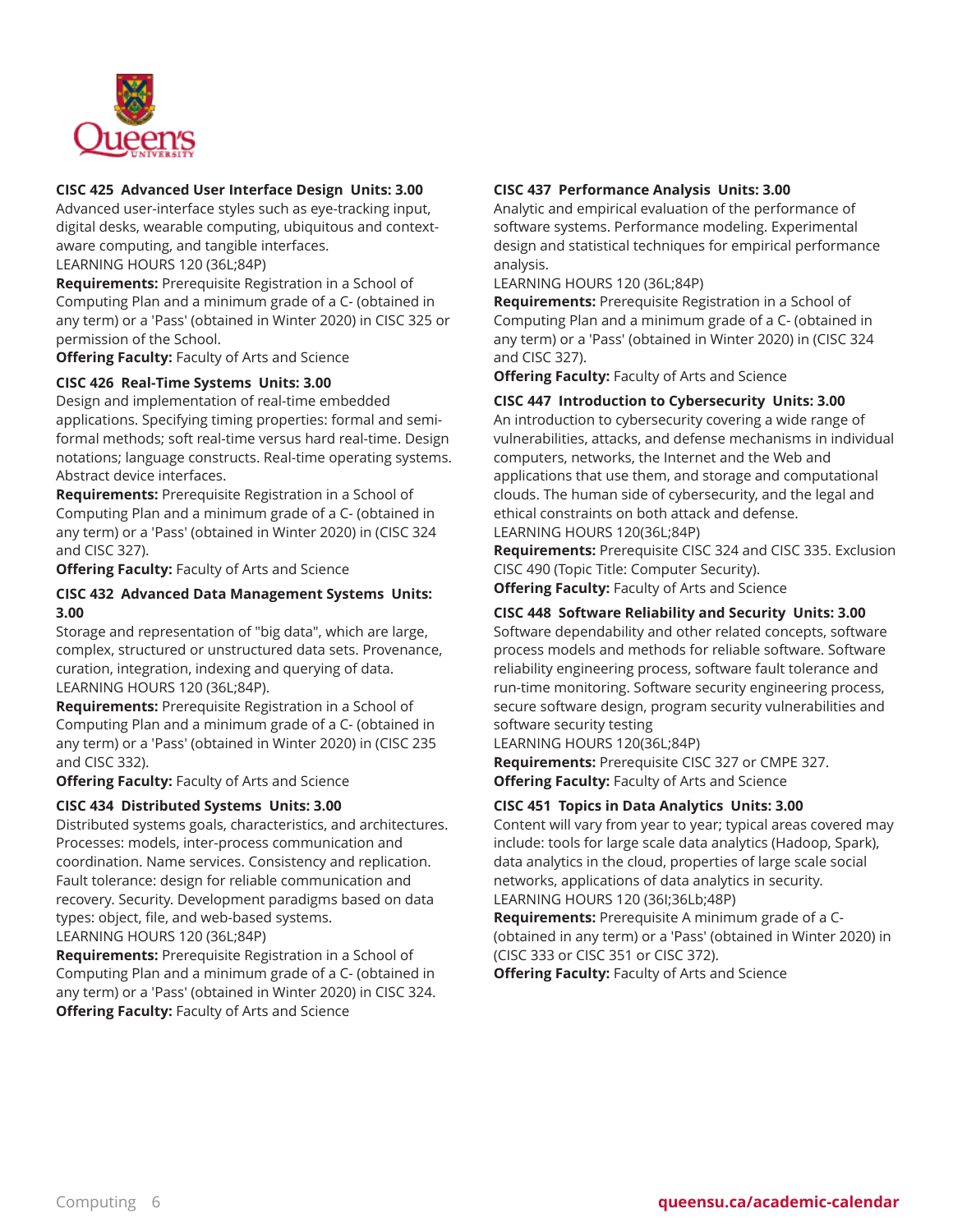**CISC 425 Advanced User Interface Design Units: 3.00**
Advanced user-interface styles such as eye-tracking input, digital desks, wearable computing, ubiquitous and context-aware computing, and tangible interfaces.
LEARNING HOURS 120 (36L;84P)
**Requirements:** Prerequisite Registration in a School of Computing Plan and a minimum grade of a C- (obtained in any term) or a 'Pass' (obtained in Winter 2020) in CISC 325 or permission of the School.
**Offering Faculty:** Faculty of Arts and Science

**CISC 426 Real-Time Systems Units: 3.00**
Design and implementation of real-time embedded applications. Specifying timing properties: formal and semi-formal methods; soft real-time versus hard real-time. Design notations; language constructs. Real-time operating systems. Abstract device interfaces.
**Requirements:** Prerequisite Registration in a School of Computing Plan and a minimum grade of a C- (obtained in any term) or a 'Pass' (obtained in Winter 2020) in (CISC 324 and CISC 327).
**Offering Faculty:** Faculty of Arts and Science

**CISC 432 Advanced Data Management Systems Units: 3.00**
Storage and representation of "big data", which are large, complex, structured or unstructured data sets. Provenance, curation, integration, indexing and querying of data.
LEARNING HOURS 120 (36L;84P).
**Requirements:** Prerequisite Registration in a School of Computing Plan and a minimum grade of a C- (obtained in any term) or a 'Pass' (obtained in Winter 2020) in (CISC 235 and CISC 332).
**Offering Faculty:** Faculty of Arts and Science

**CISC 434 Distributed Systems Units: 3.00**
Distributed systems goals, characteristics, and architectures. Processes: models, inter-process communication and coordination. Name services. Consistency and replication. Fault tolerance: design for reliable communication and recovery. Security. Development paradigms based on data types: object, file, and web-based systems.
LEARNING HOURS 120 (36L;84P)
**Requirements:** Prerequisite Registration in a School of Computing Plan and a minimum grade of a C- (obtained in any term) or a 'Pass' (obtained in Winter 2020) in CISC 324.
**Offering Faculty:** Faculty of Arts and Science

**CISC 437 Performance Analysis Units: 3.00**
Analytic and empirical evaluation of the performance of software systems. Performance modeling. Experimental design and statistical techniques for empirical performance analysis.
LEARNING HOURS 120 (36L;84P)
**Requirements:** Prerequisite Registration in a School of Computing Plan and a minimum grade of a C- (obtained in any term) or a 'Pass' (obtained in Winter 2020) in (CISC 324 and CISC 327).
**Offering Faculty:** Faculty of Arts and Science

**CISC 447 Introduction to Cybersecurity Units: 3.00**
An introduction to cybersecurity covering a wide range of vulnerabilities, attacks, and defense mechanisms in individual computers, networks, the Internet and the Web and applications that use them, and storage and computational clouds. The human side of cybersecurity, and the legal and ethical constraints on both attack and defense.
LEARNING HOURS 120(36L;84P)
**Requirements:** Prerequisite CISC 324 and CISC 335. Exclusion CISC 490 (Topic Title: Computer Security).
**Offering Faculty:** Faculty of Arts and Science

**CISC 448 Software Reliability and Security Units: 3.00**
Software dependability and other related concepts, software process models and methods for reliable software. Software reliability engineering process, software fault tolerance and run-time monitoring. Software security engineering process, secure software design, program security vulnerabilities and software security testing
LEARNING HOURS 120(36L;84P)
**Requirements:** Prerequisite CISC 327 or CMPE 327.
**Offering Faculty:** Faculty of Arts and Science

**CISC 451 Topics in Data Analytics Units: 3.00**
Content will vary from year to year; typical areas covered may include: tools for large scale data analytics (Hadoop, Spark), data analytics in the cloud, properties of large scale social networks, applications of data analytics in security.
LEARNING HOURS 120 (36l;36Lb;48P)
**Requirements:** Prerequisite A minimum grade of a C- (obtained in any term) or a 'Pass' (obtained in Winter 2020) in (CISC 333 or CISC 351 or CISC 372).
**Offering Faculty:** Faculty of Arts and Science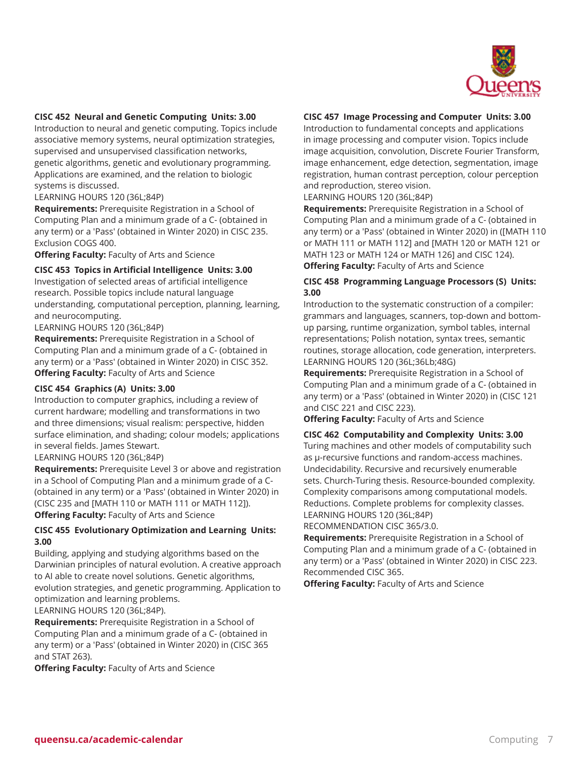**CISC 452 Neural and Genetic Computing Units: 3.00**
Introduction to neural and genetic computing. Topics include associative memory systems, neural optimization strategies, supervised and unsupervised classification networks, genetic algorithms, genetic and evolutionary programming. Applications are examined, and the relation to biologic systems is discussed.
LEARNING HOURS 120 (36L;84P)
**Requirements:** Prerequisite Registration in a School of Computing Plan and a minimum grade of a C- (obtained in any term) or a 'Pass' (obtained in Winter 2020) in CISC 235. Exclusion COGS 400.
**Offering Faculty:** Faculty of Arts and Science

**CISC 453 Topics in Artificial Intelligence Units: 3.00**
Investigation of selected areas of artificial intelligence research. Possible topics include natural language understanding, computational perception, planning, learning, and neurocomputing.
LEARNING HOURS 120 (36L;84P)
**Requirements:** Prerequisite Registration in a School of Computing Plan and a minimum grade of a C- (obtained in any term) or a 'Pass' (obtained in Winter 2020) in CISC 352.
**Offering Faculty:** Faculty of Arts and Science

**CISC 454 Graphics (A) Units: 3.00**
Introduction to computer graphics, including a review of current hardware; modelling and transformations in two and three dimensions; visual realism: perspective, hidden surface elimination, and shading; colour models; applications in several fields. James Stewart.
LEARNING HOURS 120 (36L;84P)
**Requirements:** Prerequisite Level 3 or above and registration in a School of Computing Plan and a minimum grade of a C- (obtained in any term) or a 'Pass' (obtained in Winter 2020) in (CISC 235 and [MATH 110 or MATH 111 or MATH 112]).
**Offering Faculty:** Faculty of Arts and Science

**CISC 455 Evolutionary Optimization and Learning Units: 3.00**
Building, applying and studying algorithms based on the Darwinian principles of natural evolution. A creative approach to AI able to create novel solutions. Genetic algorithms, evolution strategies, and genetic programming. Application to optimization and learning problems.
LEARNING HOURS 120 (36L;84P).
**Requirements:** Prerequisite Registration in a School of Computing Plan and a minimum grade of a C- (obtained in any term) or a 'Pass' (obtained in Winter 2020) in (CISC 365 and STAT 263).
**Offering Faculty:** Faculty of Arts and Science

**CISC 457 Image Processing and Computer Units: 3.00**
Introduction to fundamental concepts and applications in image processing and computer vision. Topics include image acquisition, convolution, Discrete Fourier Transform, image enhancement, edge detection, segmentation, image registration, human contrast perception, colour perception and reproduction, stereo vision.
LEARNING HOURS 120 (36L;84P)
**Requirements:** Prerequisite Registration in a School of Computing Plan and a minimum grade of a C- (obtained in any term) or a 'Pass' (obtained in Winter 2020) in ([MATH 110 or MATH 111 or MATH 112] and [MATH 120 or MATH 121 or MATH 123 or MATH 124 or MATH 126] and CISC 124).
**Offering Faculty:** Faculty of Arts and Science

**CISC 458 Programming Language Processors (S) Units: 3.00**
Introduction to the systematic construction of a compiler: grammars and languages, scanners, top-down and bottom-up parsing, runtime organization, symbol tables, internal representations; Polish notation, syntax trees, semantic routines, storage allocation, code generation, interpreters.
LEARNING HOURS 120 (36L;36Lb;48G)
**Requirements:** Prerequisite Registration in a School of Computing Plan and a minimum grade of a C- (obtained in any term) or a 'Pass' (obtained in Winter 2020) in (CISC 121 and CISC 221 and CISC 223).
**Offering Faculty:** Faculty of Arts and Science

**CISC 462 Computability and Complexity Units: 3.00**
Turing machines and other models of computability such as μ-recursive functions and random-access machines. Undecidability. Recursive and recursively enumerable sets. Church-Turing thesis. Resource-bounded complexity. Complexity comparisons among computational models. Reductions. Complete problems for complexity classes.
LEARNING HOURS 120 (36L;84P)
RECOMMENDATION CISC 365/3.0.
**Requirements:** Prerequisite Registration in a School of Computing Plan and a minimum grade of a C- (obtained in any term) or a 'Pass' (obtained in Winter 2020) in CISC 223. Recommended CISC 365.
**Offering Faculty:** Faculty of Arts and Science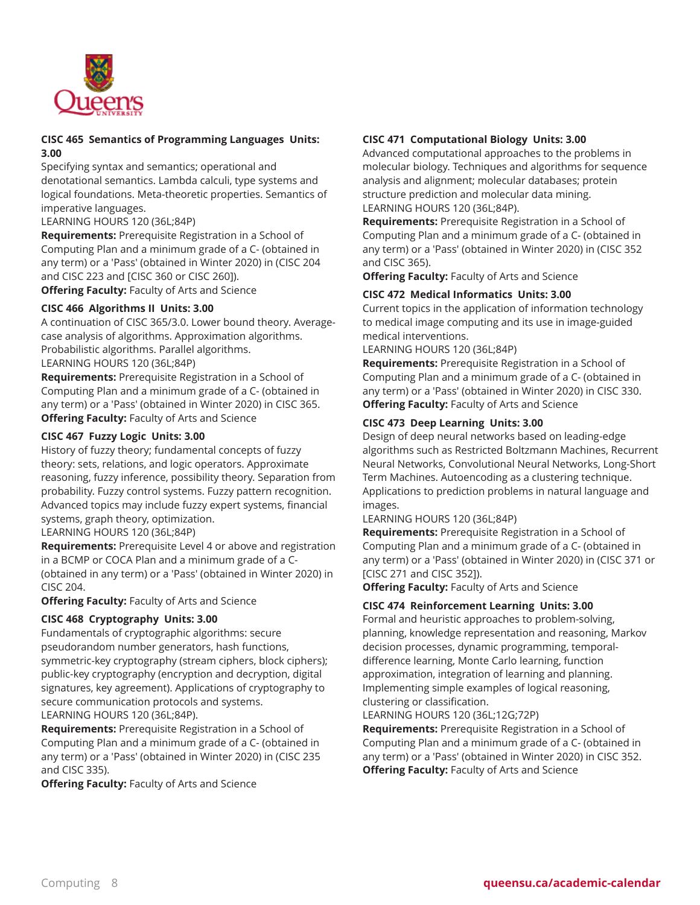**CISC 465 Semantics of Programming Languages Units: 3.00**
Specifying syntax and semantics; operational and denotational semantics. Lambda calculi, type systems and logical foundations. Meta-theoretic properties. Semantics of imperative languages.
LEARNING HOURS 120 (36L;84P)
**Requirements:** Prerequisite Registration in a School of Computing Plan and a minimum grade of a C- (obtained in any term) or a 'Pass' (obtained in Winter 2020) in (CISC 204 and CISC 223 and [CISC 360 or CISC 260]).
**Offering Faculty:** Faculty of Arts and Science

**CISC 466 Algorithms II Units: 3.00**
A continuation of CISC 365/3.0. Lower bound theory. Average-case analysis of algorithms. Approximation algorithms. Probabilistic algorithms. Parallel algorithms.
LEARNING HOURS 120 (36L;84P)
**Requirements:** Prerequisite Registration in a School of Computing Plan and a minimum grade of a C- (obtained in any term) or a 'Pass' (obtained in Winter 2020) in CISC 365.
**Offering Faculty:** Faculty of Arts and Science

**CISC 467 Fuzzy Logic Units: 3.00**
History of fuzzy theory; fundamental concepts of fuzzy theory: sets, relations, and logic operators. Approximate reasoning, fuzzy inference, possibility theory. Separation from probability. Fuzzy control systems. Fuzzy pattern recognition. Advanced topics may include fuzzy expert systems, financial systems, graph theory, optimization.
LEARNING HOURS 120 (36L;84P)
**Requirements:** Prerequisite Level 4 or above and registration in a BCMP or COCA Plan and a minimum grade of a C- (obtained in any term) or a 'Pass' (obtained in Winter 2020) in CISC 204.
**Offering Faculty:** Faculty of Arts and Science

**CISC 468 Cryptography Units: 3.00**
Fundamentals of cryptographic algorithms: secure pseudorandom number generators, hash functions, symmetric-key cryptography (stream ciphers, block ciphers); public-key cryptography (encryption and decryption, digital signatures, key agreement). Applications of cryptography to secure communication protocols and systems.
LEARNING HOURS 120 (36L;84P).
**Requirements:** Prerequisite Registration in a School of Computing Plan and a minimum grade of a C- (obtained in any term) or a 'Pass' (obtained in Winter 2020) in (CISC 235 and CISC 335).
**Offering Faculty:** Faculty of Arts and Science

**CISC 471 Computational Biology Units: 3.00**
Advanced computational approaches to the problems in molecular biology. Techniques and algorithms for sequence analysis and alignment; molecular databases; protein structure prediction and molecular data mining.
LEARNING HOURS 120 (36L;84P).
**Requirements:** Prerequisite Registration in a School of Computing Plan and a minimum grade of a C- (obtained in any term) or a 'Pass' (obtained in Winter 2020) in (CISC 352 and CISC 365).
**Offering Faculty:** Faculty of Arts and Science

**CISC 472 Medical Informatics Units: 3.00**
Current topics in the application of information technology to medical image computing and its use in image-guided medical interventions.
LEARNING HOURS 120 (36L;84P)
**Requirements:** Prerequisite Registration in a School of Computing Plan and a minimum grade of a C- (obtained in any term) or a 'Pass' (obtained in Winter 2020) in CISC 330.
**Offering Faculty:** Faculty of Arts and Science

**CISC 473 Deep Learning Units: 3.00**
Design of deep neural networks based on leading-edge algorithms such as Restricted Boltzmann Machines, Recurrent Neural Networks, Convolutional Neural Networks, Long-Short Term Machines. Autoencoding as a clustering technique. Applications to prediction problems in natural language and images.
LEARNING HOURS 120 (36L;84P)
**Requirements:** Prerequisite Registration in a School of Computing Plan and a minimum grade of a C- (obtained in any term) or a 'Pass' (obtained in Winter 2020) in (CISC 371 or [CISC 271 and CISC 352]).
**Offering Faculty:** Faculty of Arts and Science

**CISC 474 Reinforcement Learning Units: 3.00**
Formal and heuristic approaches to problem-solving, planning, knowledge representation and reasoning, Markov decision processes, dynamic programming, temporal-difference learning, Monte Carlo learning, function approximation, integration of learning and planning. Implementing simple examples of logical reasoning, clustering or classification.
LEARNING HOURS 120 (36L;12G;72P)
**Requirements:** Prerequisite Registration in a School of Computing Plan and a minimum grade of a C- (obtained in any term) or a 'Pass' (obtained in Winter 2020) in CISC 352.
**Offering Faculty:** Faculty of Arts and Science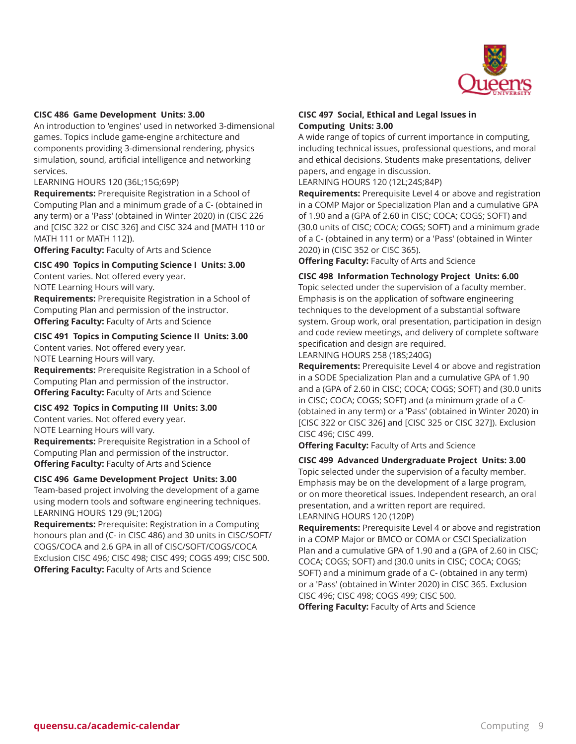**CISC 486 Game Development Units: 3.00**
An introduction to 'engines' used in networked 3-dimensional games. Topics include game-engine architecture and components providing 3-dimensional rendering, physics simulation, sound, artificial intelligence and networking services.
LEARNING HOURS 120 (36L;15G;69P)
**Requirements:** Prerequisite Registration in a School of Computing Plan and a minimum grade of a C- (obtained in any term) or a 'Pass' (obtained in Winter 2020) in (CISC 226 and [CISC 322 or CISC 326] and CISC 324 and [MATH 110 or MATH 111 or MATH 112]).
**Offering Faculty:** Faculty of Arts and Science

**CISC 490 Topics in Computing Science I Units: 3.00**
Content varies. Not offered every year.
NOTE Learning Hours will vary.
**Requirements:** Prerequisite Registration in a School of Computing Plan and permission of the instructor.
**Offering Faculty:** Faculty of Arts and Science

**CISC 491 Topics in Computing Science II Units: 3.00**
Content varies. Not offered every year.
NOTE Learning Hours will vary.
**Requirements:** Prerequisite Registration in a School of Computing Plan and permission of the instructor.
**Offering Faculty:** Faculty of Arts and Science

**CISC 492 Topics in Computing III Units: 3.00**
Content varies. Not offered every year.
NOTE Learning Hours will vary.
**Requirements:** Prerequisite Registration in a School of Computing Plan and permission of the instructor.
**Offering Faculty:** Faculty of Arts and Science

**CISC 496 Game Development Project Units: 3.00**
Team-based project involving the development of a game using modern tools and software engineering techniques.
LEARNING HOURS 129 (9L;120G)
**Requirements:** Prerequisite: Registration in a Computing honours plan and (C- in CISC 486) and 30 units in CISC/SOFT/COGS/COCA and 2.6 GPA in all of CISC/SOFT/COGS/COCA Exclusion CISC 496; CISC 498; CISC 499; COGS 499; CISC 500.
**Offering Faculty:** Faculty of Arts and Science

**CISC 497 Social, Ethical and Legal Issues in Computing Units: 3.00**
A wide range of topics of current importance in computing, including technical issues, professional questions, and moral and ethical decisions. Students make presentations, deliver papers, and engage in discussion.
LEARNING HOURS 120 (12L;24S;84P)
**Requirements:** Prerequisite Level 4 or above and registration in a COMP Major or Specialization Plan and a cumulative GPA of 1.90 and a (GPA of 2.60 in CISC; COCA; COGS; SOFT) and (30.0 units of CISC; COCA; COGS; SOFT) and a minimum grade of a C- (obtained in any term) or a 'Pass' (obtained in Winter 2020) in (CISC 352 or CISC 365).
**Offering Faculty:** Faculty of Arts and Science

**CISC 498 Information Technology Project Units: 6.00**
Topic selected under the supervision of a faculty member. Emphasis is on the application of software engineering techniques to the development of a substantial software system. Group work, oral presentation, participation in design and code review meetings, and delivery of complete software specification and design are required.
LEARNING HOURS 258 (18S;240G)
**Requirements:** Prerequisite Level 4 or above and registration in a SODE Specialization Plan and a cumulative GPA of 1.90 and a (GPA of 2.60 in CISC; COCA; COGS; SOFT) and (30.0 units in CISC; COCA; COGS; SOFT) and (a minimum grade of a C- (obtained in any term) or a 'Pass' (obtained in Winter 2020) in [CISC 322 or CISC 326] and [CISC 325 or CISC 327]). Exclusion CISC 496; CISC 499.
**Offering Faculty:** Faculty of Arts and Science

**CISC 499 Advanced Undergraduate Project Units: 3.00**
Topic selected under the supervision of a faculty member. Emphasis may be on the development of a large program, or on more theoretical issues. Independent research, an oral presentation, and a written report are required.
LEARNING HOURS 120 (120P)
**Requirements:** Prerequisite Level 4 or above and registration in a COMP Major or BMCO or COMA or CSCI Specialization Plan and a cumulative GPA of 1.90 and a (GPA of 2.60 in CISC; COCA; COGS; SOFT) and (30.0 units in CISC; COCA; COGS; SOFT) and a minimum grade of a C- (obtained in any term) or a 'Pass' (obtained in Winter 2020) in CISC 365. Exclusion CISC 496; CISC 498; COGS 499; CISC 500.
**Offering Faculty:** Faculty of Arts and Science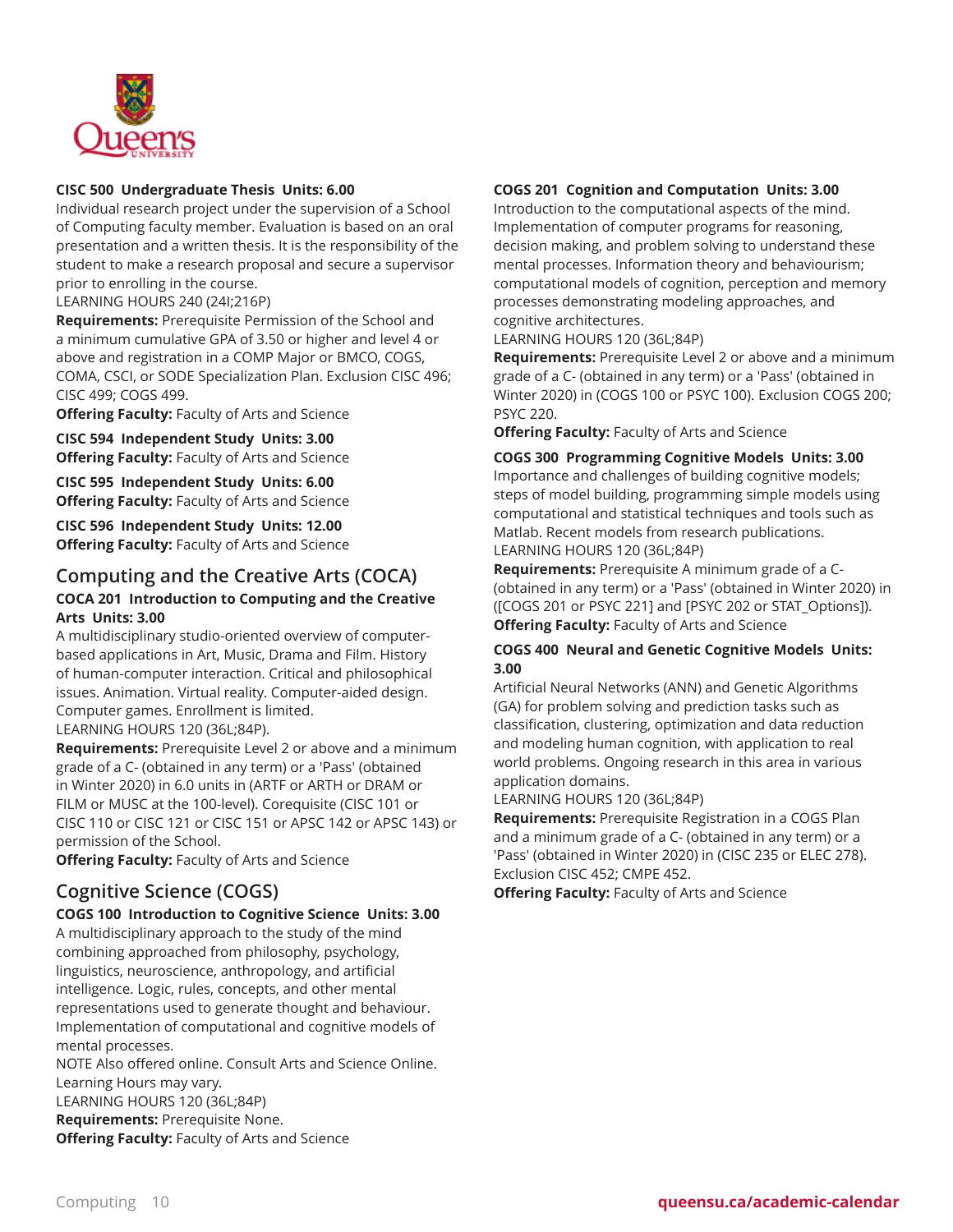**CISC 500 Undergraduate Thesis Units: 6.00**
Individual research project under the supervision of a School of Computing faculty member. Evaluation is based on an oral presentation and a written thesis. It is the responsibility of the student to make a research proposal and secure a supervisor prior to enrolling in the course.
LEARNING HOURS 240 (24I;216P)
**Requirements:** Prerequisite Permission of the School and a minimum cumulative GPA of 3.50 or higher and level 4 or above and registration in a COMP Major or BMCO, COGS, COMA, CSCI, or SODE Specialization Plan. Exclusion CISC 496; CISC 499; COGS 499.
**Offering Faculty:** Faculty of Arts and Science

**CISC 594 Independent Study Units: 3.00**
**Offering Faculty:** Faculty of Arts and Science

**CISC 595 Independent Study Units: 6.00**
**Offering Faculty:** Faculty of Arts and Science

**CISC 596 Independent Study Units: 12.00**
**Offering Faculty:** Faculty of Arts and Science

## Computing and the Creative Arts (COCA)

**COCA 201 Introduction to Computing and the Creative Arts Units: 3.00**
A multidisciplinary studio-oriented overview of computer-based applications in Art, Music, Drama and Film. History of human-computer interaction. Critical and philosophical issues. Animation. Virtual reality. Computer-aided design. Computer games. Enrollment is limited.
LEARNING HOURS 120 (36L;84P).
**Requirements:** Prerequisite Level 2 or above and a minimum grade of a C- (obtained in any term) or a 'Pass' (obtained in Winter 2020) in 6.0 units in (ARTF or ARTH or DRAM or FILM or MUSC at the 100-level). Corequisite (CISC 101 or CISC 110 or CISC 121 or CISC 151 or APSC 142 or APSC 143) or permission of the School.
**Offering Faculty:** Faculty of Arts and Science

## Cognitive Science (COGS)

**COGS 100 Introduction to Cognitive Science Units: 3.00**
A multidisciplinary approach to the study of the mind combining approached from philosophy, psychology, linguistics, neuroscience, anthropology, and artificial intelligence. Logic, rules, concepts, and other mental representations used to generate thought and behaviour. Implementation of computational and cognitive models of mental processes.
NOTE Also offered online. Consult Arts and Science Online. Learning Hours may vary.
LEARNING HOURS 120 (36L;84P)
**Requirements:** Prerequisite None.
**Offering Faculty:** Faculty of Arts and Science

**COGS 201 Cognition and Computation Units: 3.00**
Introduction to the computational aspects of the mind. Implementation of computer programs for reasoning, decision making, and problem solving to understand these mental processes. Information theory and behaviourism; computational models of cognition, perception and memory processes demonstrating modeling approaches, and cognitive architectures.
LEARNING HOURS 120 (36L;84P)
**Requirements:** Prerequisite Level 2 or above and a minimum grade of a C- (obtained in any term) or a 'Pass' (obtained in Winter 2020) in (COGS 100 or PSYC 100). Exclusion COGS 200; PSYC 220.
**Offering Faculty:** Faculty of Arts and Science

**COGS 300 Programming Cognitive Models Units: 3.00**
Importance and challenges of building cognitive models; steps of model building, programming simple models using computational and statistical techniques and tools such as Matlab. Recent models from research publications.
LEARNING HOURS 120 (36L;84P)
**Requirements:** Prerequisite A minimum grade of a C- (obtained in any term) or a 'Pass' (obtained in Winter 2020) in ([COGS 201 or PSYC 221] and [PSYC 202 or STAT_Options]).
**Offering Faculty:** Faculty of Arts and Science

**COGS 400 Neural and Genetic Cognitive Models Units: 3.00**
Artificial Neural Networks (ANN) and Genetic Algorithms (GA) for problem solving and prediction tasks such as classification, clustering, optimization and data reduction and modeling human cognition, with application to real world problems. Ongoing research in this area in various application domains.
LEARNING HOURS 120 (36L;84P)
**Requirements:** Prerequisite Registration in a COGS Plan and a minimum grade of a C- (obtained in any term) or a 'Pass' (obtained in Winter 2020) in (CISC 235 or ELEC 278). Exclusion CISC 452; CMPE 452.
**Offering Faculty:** Faculty of Arts and Science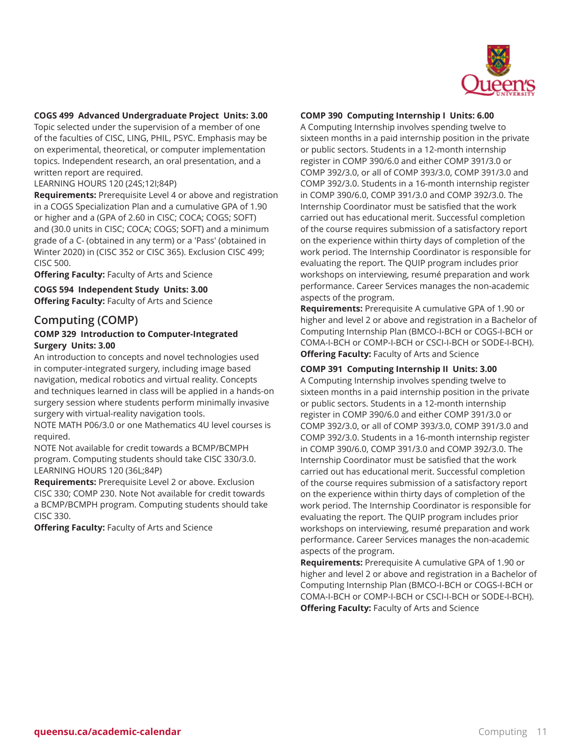**COGS 499 Advanced Undergraduate Project Units: 3.00**
Topic selected under the supervision of a member of one of the faculties of CISC, LING, PHIL, PSYC. Emphasis may be on experimental, theoretical, or computer implementation topics. Independent research, an oral presentation, and a written report are required.
LEARNING HOURS 120 (24S;12I;84P)
**Requirements:** Prerequisite Level 4 or above and registration in a COGS Specialization Plan and a cumulative GPA of 1.90 or higher and a (GPA of 2.60 in CISC; COCA; COGS; SOFT) and (30.0 units in CISC; COCA; COGS; SOFT) and a minimum grade of a C- (obtained in any term) or a 'Pass' (obtained in Winter 2020) in (CISC 352 or CISC 365). Exclusion CISC 499; CISC 500.
**Offering Faculty:** Faculty of Arts and Science

**COGS 594 Independent Study Units: 3.00**
**Offering Faculty:** Faculty of Arts and Science

## Computing (COMP)

**COMP 329 Introduction to Computer-Integrated Surgery Units: 3.00**
An introduction to concepts and novel technologies used in computer-integrated surgery, including image based navigation, medical robotics and virtual reality. Concepts and techniques learned in class will be applied in a hands-on surgery session where students perform minimally invasive surgery with virtual-reality navigation tools.
NOTE MATH P06/3.0 or one Mathematics 4U level courses is required.
NOTE Not available for credit towards a BCMP/BCMPH program. Computing students should take CISC 330/3.0.
LEARNING HOURS 120 (36L;84P)
**Requirements:** Prerequisite Level 2 or above. Exclusion CISC 330; COMP 230. Note Not available for credit towards a BCMP/BCMPH program. Computing students should take CISC 330.
**Offering Faculty:** Faculty of Arts and Science

**COMP 390 Computing Internship I Units: 6.00**
A Computing Internship involves spending twelve to sixteen months in a paid internship position in the private or public sectors. Students in a 12-month internship register in COMP 390/6.0 and either COMP 391/3.0 or COMP 392/3.0, or all of COMP 393/3.0, COMP 391/3.0 and COMP 392/3.0. Students in a 16-month internship register in COMP 390/6.0, COMP 391/3.0 and COMP 392/3.0. The Internship Coordinator must be satisfied that the work carried out has educational merit. Successful completion of the course requires submission of a satisfactory report on the experience within thirty days of completion of the work period. The Internship Coordinator is responsible for evaluating the report. The QUIP program includes prior workshops on interviewing, resumé preparation and work performance. Career Services manages the non-academic aspects of the program.
**Requirements:** Prerequisite A cumulative GPA of 1.90 or higher and level 2 or above and registration in a Bachelor of Computing Internship Plan (BMCO-I-BCH or COGS-I-BCH or COMA-I-BCH or COMP-I-BCH or CSCI-I-BCH or SODE-I-BCH).
**Offering Faculty:** Faculty of Arts and Science

**COMP 391 Computing Internship II Units: 3.00**
A Computing Internship involves spending twelve to sixteen months in a paid internship position in the private or public sectors. Students in a 12-month internship register in COMP 390/6.0 and either COMP 391/3.0 or COMP 392/3.0, or all of COMP 393/3.0, COMP 391/3.0 and COMP 392/3.0. Students in a 16-month internship register in COMP 390/6.0, COMP 391/3.0 and COMP 392/3.0. The Internship Coordinator must be satisfied that the work carried out has educational merit. Successful completion of the course requires submission of a satisfactory report on the experience within thirty days of completion of the work period. The Internship Coordinator is responsible for evaluating the report. The QUIP program includes prior workshops on interviewing, resumé preparation and work performance. Career Services manages the non-academic aspects of the program.
**Requirements:** Prerequisite A cumulative GPA of 1.90 or higher and level 2 or above and registration in a Bachelor of Computing Internship Plan (BMCO-I-BCH or COGS-I-BCH or COMA-I-BCH or COMP-I-BCH or CSCI-I-BCH or SODE-I-BCH).
**Offering Faculty:** Faculty of Arts and Science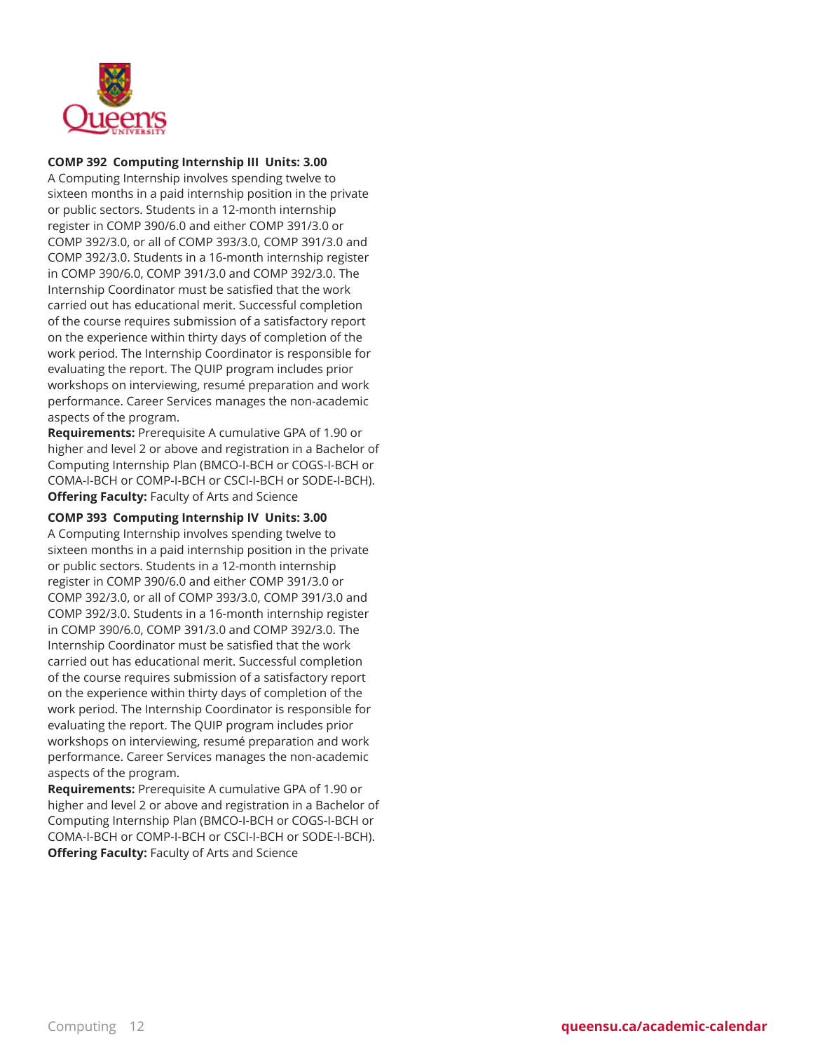**COMP 392 Computing Internship III Units: 3.00**
A Computing Internship involves spending twelve to sixteen months in a paid internship position in the private or public sectors. Students in a 12-month internship register in COMP 390/6.0 and either COMP 391/3.0 or COMP 392/3.0, or all of COMP 393/3.0, COMP 391/3.0 and COMP 392/3.0. Students in a 16-month internship register in COMP 390/6.0, COMP 391/3.0 and COMP 392/3.0. The Internship Coordinator must be satisfied that the work carried out has educational merit. Successful completion of the course requires submission of a satisfactory report on the experience within thirty days of completion of the work period. The Internship Coordinator is responsible for evaluating the report. The QUIP program includes prior workshops on interviewing, resumé preparation and work performance. Career Services manages the non-academic aspects of the program.
**Requirements:** Prerequisite A cumulative GPA of 1.90 or higher and level 2 or above and registration in a Bachelor of Computing Internship Plan (BMCO-I-BCH or COGS-I-BCH or COMA-I-BCH or COMP-I-BCH or CSCI-I-BCH or SODE-I-BCH).
**Offering Faculty:** Faculty of Arts and Science

**COMP 393 Computing Internship IV Units: 3.00**
A Computing Internship involves spending twelve to sixteen months in a paid internship position in the private or public sectors. Students in a 12-month internship register in COMP 390/6.0 and either COMP 391/3.0 or COMP 392/3.0, or all of COMP 393/3.0, COMP 391/3.0 and COMP 392/3.0. Students in a 16-month internship register in COMP 390/6.0, COMP 391/3.0 and COMP 392/3.0. The Internship Coordinator must be satisfied that the work carried out has educational merit. Successful completion of the course requires submission of a satisfactory report on the experience within thirty days of completion of the work period. The Internship Coordinator is responsible for evaluating the report. The QUIP program includes prior workshops on interviewing, resumé preparation and work performance. Career Services manages the non-academic aspects of the program.
**Requirements:** Prerequisite A cumulative GPA of 1.90 or higher and level 2 or above and registration in a Bachelor of Computing Internship Plan (BMCO-I-BCH or COGS-I-BCH or COMA-I-BCH or COMP-I-BCH or CSCI-I-BCH or SODE-I-BCH).
**Offering Faculty:** Faculty of Arts and Science